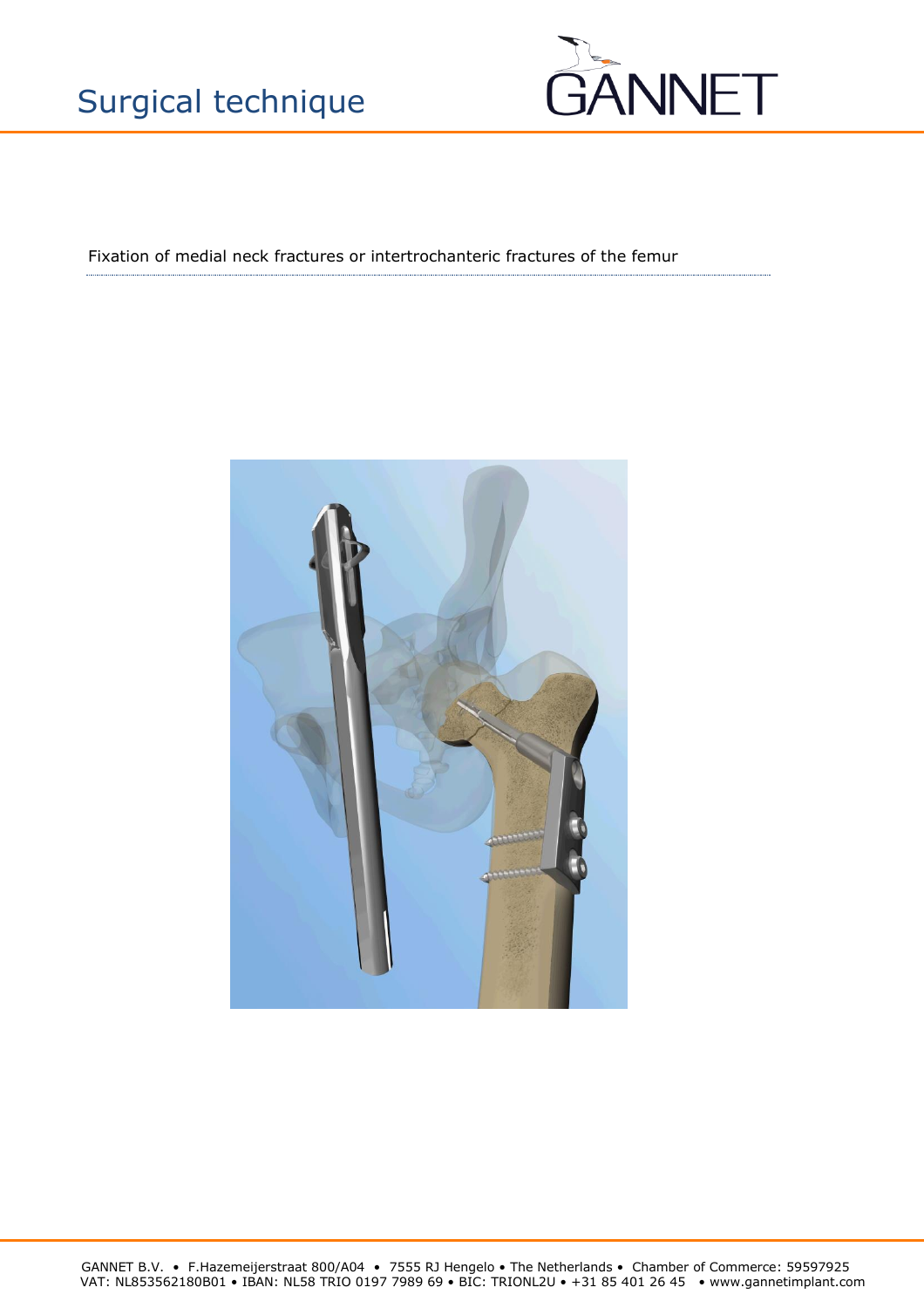# Surgical technique

GANNET

Fixation of medial neck fractures or intertrochanteric fractures of the femur

GANNET B.V. • F.Hazemeijerstraat 800/A04 • 7555 RJ Hengelo • The Netherlands • Chamber of Commerce: 59597925
VAT: NL853562180B01 • IBAN: NL58 TRIO 0197 7989 69 • BIC: TRIONL2U • +31 85 401 26 45 • www.gannetimplant.com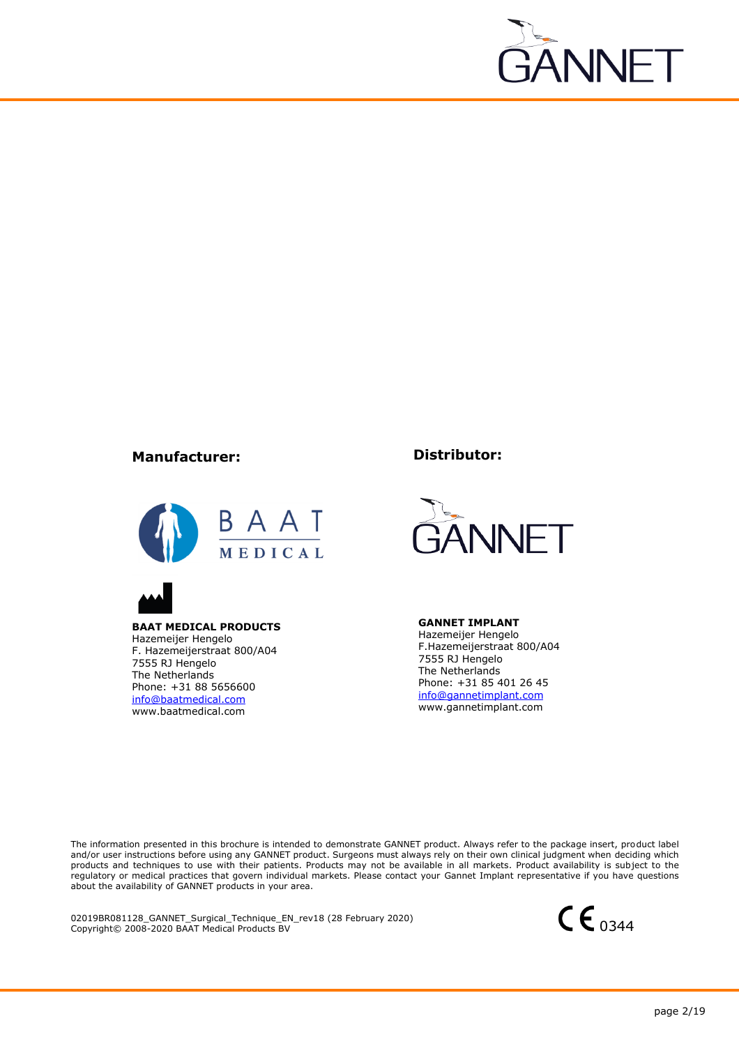**Manufacturer:**

**BAAT MEDICAL PRODUCTS**
Hazemeijer Hengelo
F. Hazemeijerstraat 800/A04
7555 RJ Hengelo
The Netherlands
Phone: +31 88 5656600
info@baatmedical.com
www.baatmedical.com

**Distributor:**

**GANNET IMPLANT**
Hazemeijer Hengelo
F.Hazemeijerstraat 800/A04
7555 RJ Hengelo
The Netherlands
Phone: +31 85 401 26 45
info@gannetimplant.com
www.gannetimplant.com

The information presented in this brochure is intended to demonstrate GANNET product. Always refer to the package insert, product label and/or user instructions before using any GANNET product. Surgeons must always rely on their own clinical judgment when deciding which products and techniques to use with their patients. Products may not be available in all markets. Product availability is subject to the regulatory or medical practices that govern individual markets. Please contact your Gannet Implant representative if you have questions about the availability of GANNET products in your area.

02019BR081128_GANNET_Surgical_Technique_EN_rev18 (28 February 2020)
Copyright© 2008-2020 BAAT Medical Products BV

CE 0344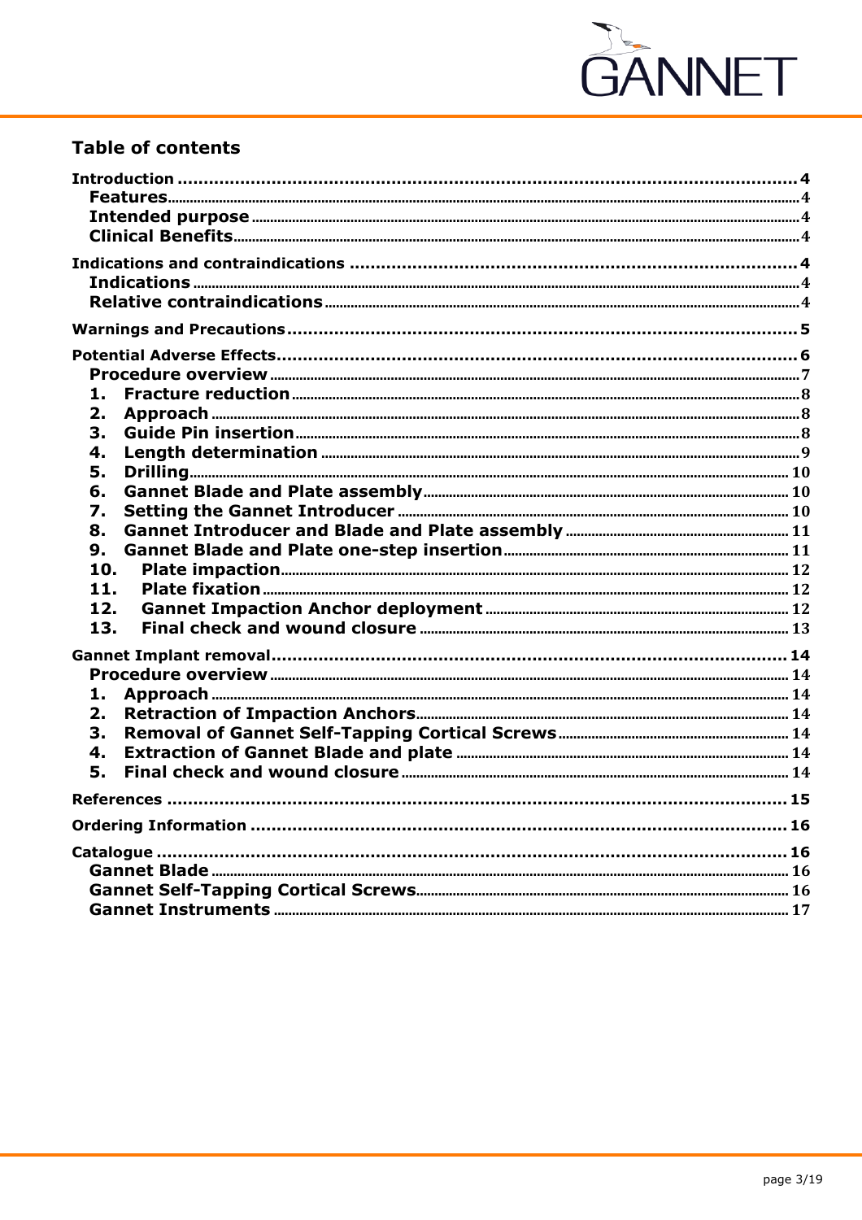## Table of contents

- Introduction ..... 4
  - Features ..... 4
  - Intended purpose ..... 4
  - Clinical Benefits ..... 4
- Indications and contraindications ..... 4
  - Indications ..... 4
  - Relative contraindications ..... 4
- Warnings and Precautions ..... 5
- Potential Adverse Effects ..... 6
  - Procedure overview ..... 7
  - 1. Fracture reduction ..... 8
  - 2. Approach ..... 8
  - 3. Guide Pin insertion ..... 8
  - 4. Length determination ..... 9
  - 5. Drilling ..... 10
  - 6. Gannet Blade and Plate assembly ..... 10
  - 7. Setting the Gannet Introducer ..... 10
  - 8. Gannet Introducer and Blade and Plate assembly ..... 11
  - 9. Gannet Blade and Plate one-step insertion ..... 11
  - 10. Plate impaction ..... 12
  - 11. Plate fixation ..... 12
  - 12. Gannet Impaction Anchor deployment ..... 12
  - 13. Final check and wound closure ..... 13
- Gannet Implant removal ..... 14
  - Procedure overview ..... 14
  - 1. Approach ..... 14
  - 2. Retraction of Impaction Anchors ..... 14
  - 3. Removal of Gannet Self-Tapping Cortical Screws ..... 14
  - 4. Extraction of Gannet Blade and plate ..... 14
  - 5. Final check and wound closure ..... 14
- References ..... 15
- Ordering Information ..... 16
- Catalogue ..... 16
  - Gannet Blade ..... 16
  - Gannet Self-Tapping Cortical Screws ..... 16
  - Gannet Instruments ..... 17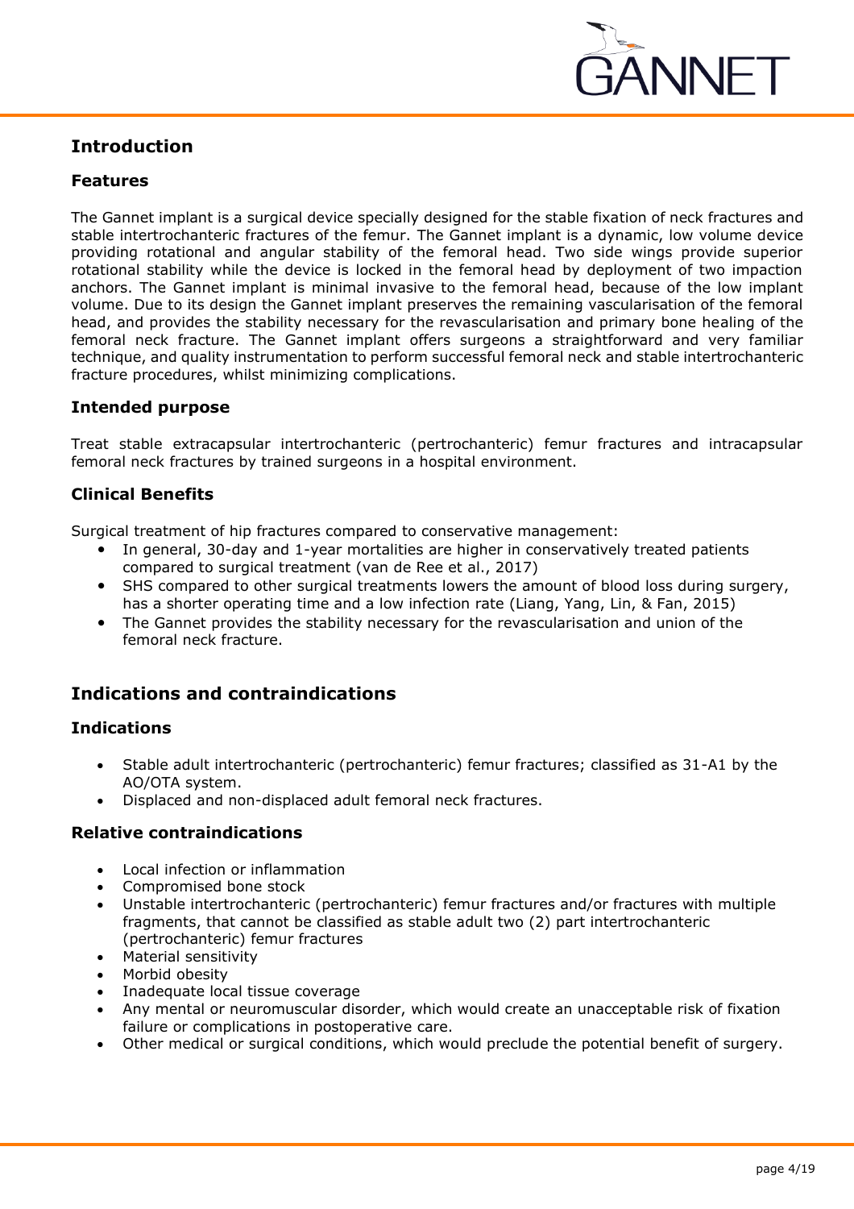## Introduction

### Features

The Gannet implant is a surgical device specially designed for the stable fixation of neck fractures and stable intertrochanteric fractures of the femur. The Gannet implant is a dynamic, low volume device providing rotational and angular stability of the femoral head. Two side wings provide superior rotational stability while the device is locked in the femoral head by deployment of two impaction anchors. The Gannet implant is minimal invasive to the femoral head, because of the low implant volume. Due to its design the Gannet implant preserves the remaining vascularisation of the femoral head, and provides the stability necessary for the revascularisation and primary bone healing of the femoral neck fracture. The Gannet implant offers surgeons a straightforward and very familiar technique, and quality instrumentation to perform successful femoral neck and stable intertrochanteric fracture procedures, whilst minimizing complications.

### Intended purpose

Treat stable extracapsular intertrochanteric (pertrochanteric) femur fractures and intracapsular femoral neck fractures by trained surgeons in a hospital environment.

### Clinical Benefits

Surgical treatment of hip fractures compared to conservative management:

- In general, 30-day and 1-year mortalities are higher in conservatively treated patients compared to surgical treatment (van de Ree et al., 2017)
- SHS compared to other surgical treatments lowers the amount of blood loss during surgery, has a shorter operating time and a low infection rate (Liang, Yang, Lin, & Fan, 2015)
- The Gannet provides the stability necessary for the revascularisation and union of the femoral neck fracture.

## Indications and contraindications

### Indications

- Stable adult intertrochanteric (pertrochanteric) femur fractures; classified as 31-A1 by the AO/OTA system.
- Displaced and non-displaced adult femoral neck fractures.

### Relative contraindications

- Local infection or inflammation
- Compromised bone stock
- Unstable intertrochanteric (pertrochanteric) femur fractures and/or fractures with multiple fragments, that cannot be classified as stable adult two (2) part intertrochanteric (pertrochanteric) femur fractures
- Material sensitivity
- Morbid obesity
- Inadequate local tissue coverage
- Any mental or neuromuscular disorder, which would create an unacceptable risk of fixation failure or complications in postoperative care.
- Other medical or surgical conditions, which would preclude the potential benefit of surgery.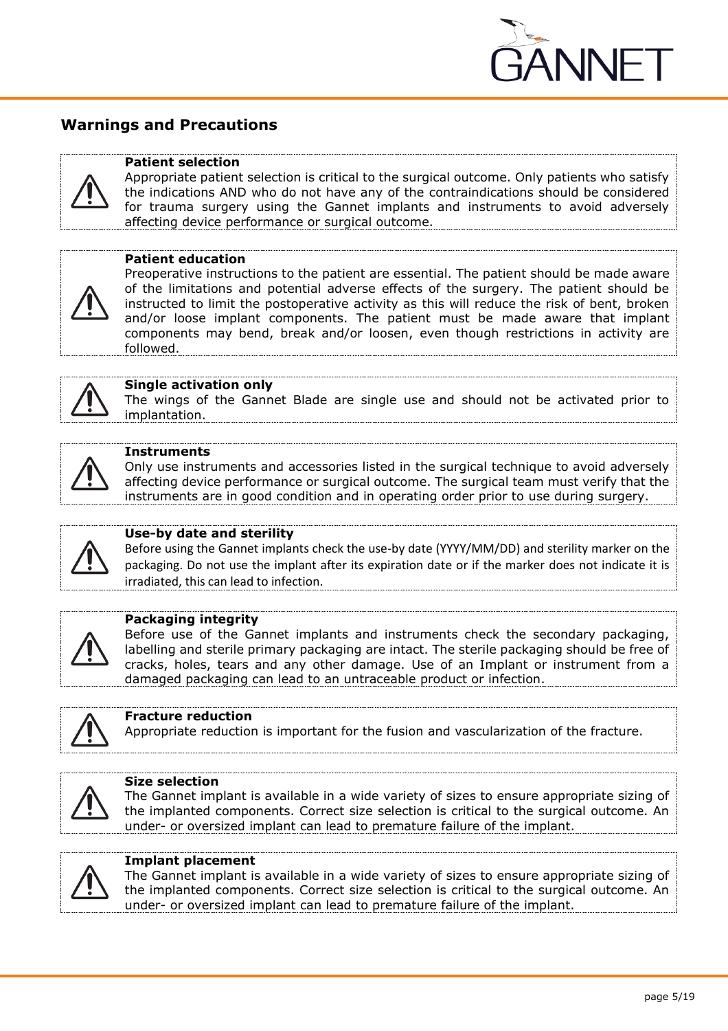## Warnings and Precautions

**Patient selection**
Appropriate patient selection is critical to the surgical outcome. Only patients who satisfy the indications AND who do not have any of the contraindications should be considered for trauma surgery using the Gannet implants and instruments to avoid adversely affecting device performance or surgical outcome.

**Patient education**
Preoperative instructions to the patient are essential. The patient should be made aware of the limitations and potential adverse effects of the surgery. The patient should be instructed to limit the postoperative activity as this will reduce the risk of bent, broken and/or loose implant components. The patient must be made aware that implant components may bend, break and/or loosen, even though restrictions in activity are followed.

**Single activation only**
The wings of the Gannet Blade are single use and should not be activated prior to implantation.

**Instruments**
Only use instruments and accessories listed in the surgical technique to avoid adversely affecting device performance or surgical outcome. The surgical team must verify that the instruments are in good condition and in operating order prior to use during surgery.

**Use-by date and sterility**
Before using the Gannet implants check the use-by date (YYYY/MM/DD) and sterility marker on the packaging. Do not use the implant after its expiration date or if the marker does not indicate it is irradiated, this can lead to infection.

**Packaging integrity**
Before use of the Gannet implants and instruments check the secondary packaging, labelling and sterile primary packaging are intact. The sterile packaging should be free of cracks, holes, tears and any other damage. Use of an Implant or instrument from a damaged packaging can lead to an untraceable product or infection.

**Fracture reduction**
Appropriate reduction is important for the fusion and vascularization of the fracture.

**Size selection**
The Gannet implant is available in a wide variety of sizes to ensure appropriate sizing of the implanted components. Correct size selection is critical to the surgical outcome. An under- or oversized implant can lead to premature failure of the implant.

**Implant placement**
The Gannet implant is available in a wide variety of sizes to ensure appropriate sizing of the implanted components. Correct size selection is critical to the surgical outcome. An under- or oversized implant can lead to premature failure of the implant.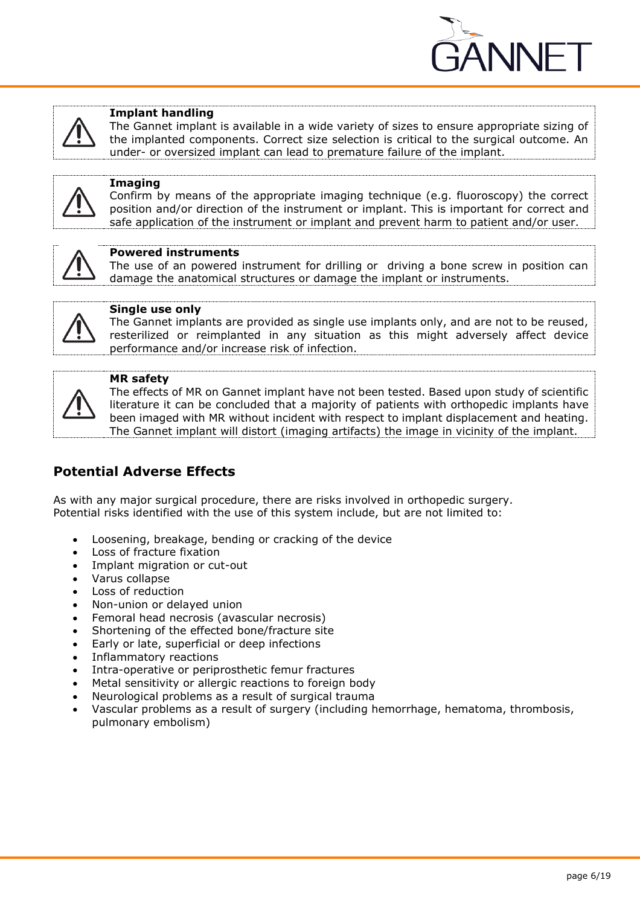**Implant handling**
The Gannet implant is available in a wide variety of sizes to ensure appropriate sizing of the implanted components. Correct size selection is critical to the surgical outcome. An under- or oversized implant can lead to premature failure of the implant.

**Imaging**
Confirm by means of the appropriate imaging technique (e.g. fluoroscopy) the correct position and/or direction of the instrument or implant. This is important for correct and safe application of the instrument or implant and prevent harm to patient and/or user.

**Powered instruments**
The use of an powered instrument for drilling or driving a bone screw in position can damage the anatomical structures or damage the implant or instruments.

**Single use only**
The Gannet implants are provided as single use implants only, and are not to be reused, resterilized or reimplanted in any situation as this might adversely affect device performance and/or increase risk of infection.

**MR safety**
The effects of MR on Gannet implant have not been tested. Based upon study of scientific literature it can be concluded that a majority of patients with orthopedic implants have been imaged with MR without incident with respect to implant displacement and heating. The Gannet implant will distort (imaging artifacts) the image in vicinity of the implant.

## Potential Adverse Effects

As with any major surgical procedure, there are risks involved in orthopedic surgery.
Potential risks identified with the use of this system include, but are not limited to:

- Loosening, breakage, bending or cracking of the device
- Loss of fracture fixation
- Implant migration or cut-out
- Varus collapse
- Loss of reduction
- Non-union or delayed union
- Femoral head necrosis (avascular necrosis)
- Shortening of the effected bone/fracture site
- Early or late, superficial or deep infections
- Inflammatory reactions
- Intra-operative or periprosthetic femur fractures
- Metal sensitivity or allergic reactions to foreign body
- Neurological problems as a result of surgical trauma
- Vascular problems as a result of surgery (including hemorrhage, hematoma, thrombosis, pulmonary embolism)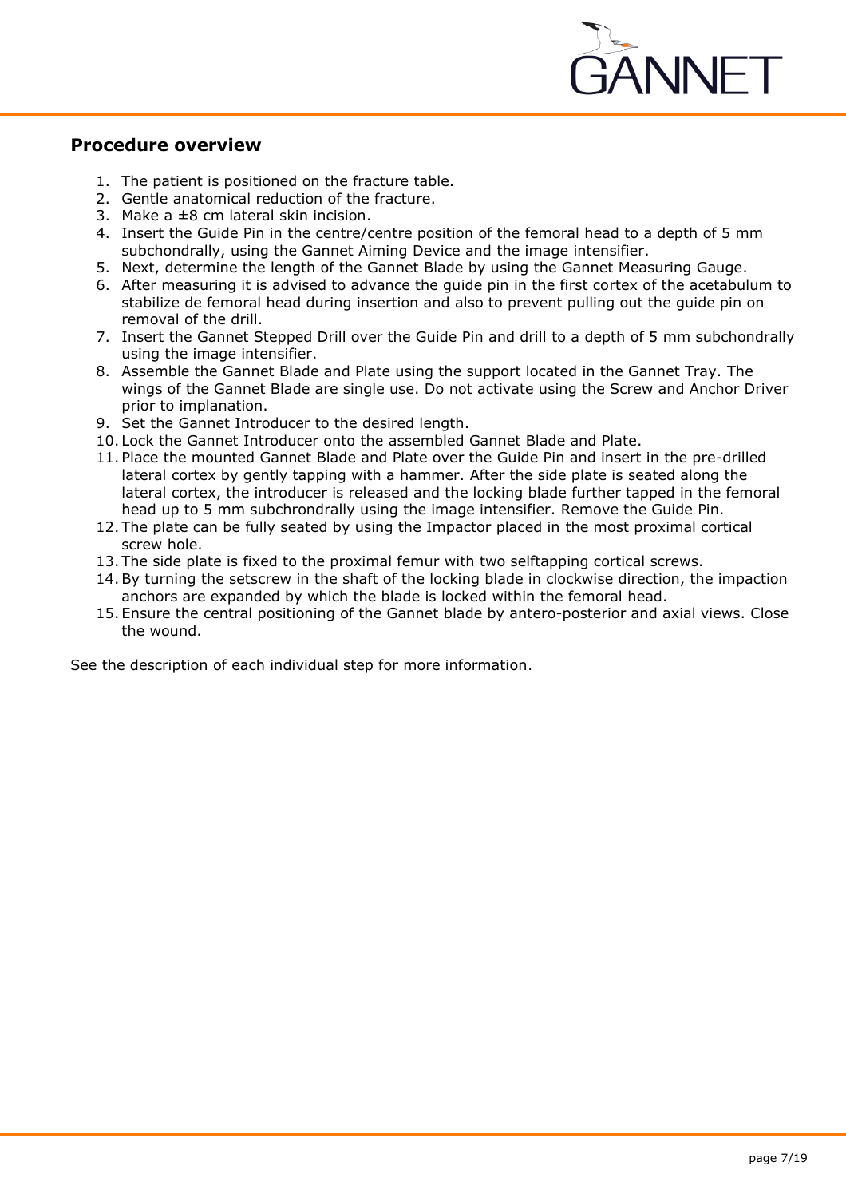## Procedure overview

1. The patient is positioned on the fracture table.
2. Gentle anatomical reduction of the fracture.
3. Make a ±8 cm lateral skin incision.
4. Insert the Guide Pin in the centre/centre position of the femoral head to a depth of 5 mm subchondrally, using the Gannet Aiming Device and the image intensifier.
5. Next, determine the length of the Gannet Blade by using the Gannet Measuring Gauge.
6. After measuring it is advised to advance the guide pin in the first cortex of the acetabulum to stabilize de femoral head during insertion and also to prevent pulling out the guide pin on removal of the drill.
7. Insert the Gannet Stepped Drill over the Guide Pin and drill to a depth of 5 mm subchondrally using the image intensifier.
8. Assemble the Gannet Blade and Plate using the support located in the Gannet Tray. The wings of the Gannet Blade are single use. Do not activate using the Screw and Anchor Driver prior to implanation.
9. Set the Gannet Introducer to the desired length.
10. Lock the Gannet Introducer onto the assembled Gannet Blade and Plate.
11. Place the mounted Gannet Blade and Plate over the Guide Pin and insert in the pre-drilled lateral cortex by gently tapping with a hammer. After the side plate is seated along the lateral cortex, the introducer is released and the locking blade further tapped in the femoral head up to 5 mm subchrondrally using the image intensifier. Remove the Guide Pin.
12. The plate can be fully seated by using the Impactor placed in the most proximal cortical screw hole.
13. The side plate is fixed to the proximal femur with two selftapping cortical screws.
14. By turning the setscrew in the shaft of the locking blade in clockwise direction, the impaction anchors are expanded by which the blade is locked within the femoral head.
15. Ensure the central positioning of the Gannet blade by antero-posterior and axial views. Close the wound.

See the description of each individual step for more information.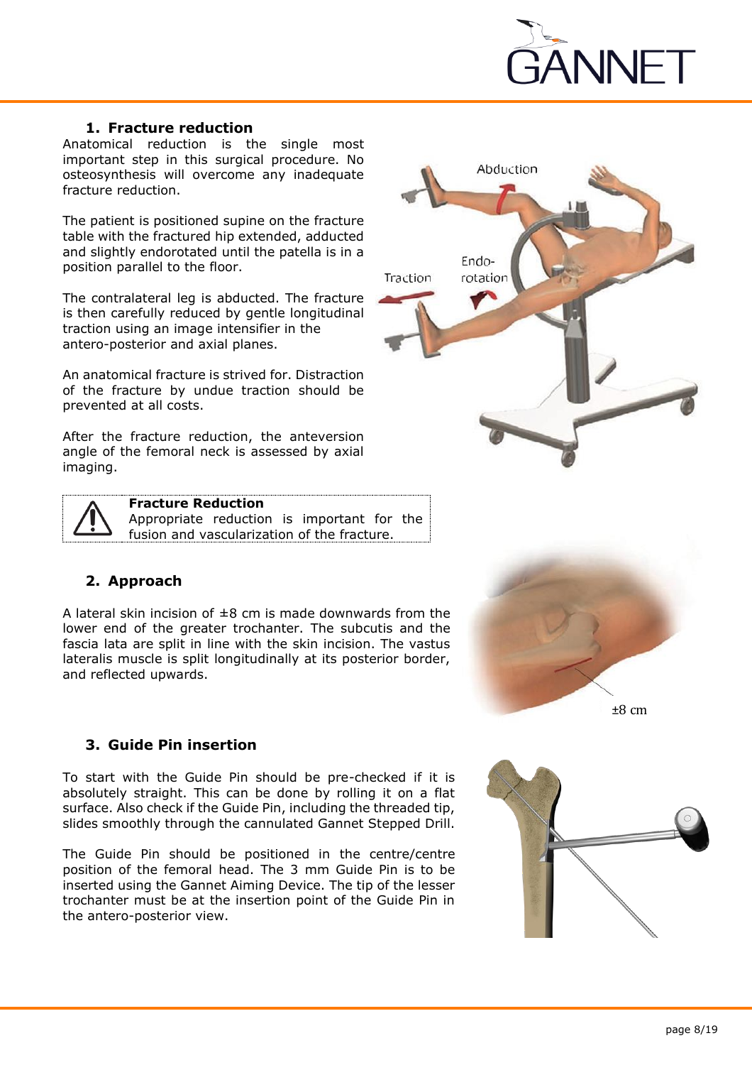## 1. Fracture reduction

Anatomical reduction is the single most important step in this surgical procedure. No osteosynthesis will overcome any inadequate fracture reduction.

The patient is positioned supine on the fracture table with the fractured hip extended, adducted and slightly endorotated until the patella is in a position parallel to the floor.

The contralateral leg is abducted. The fracture is then carefully reduced by gentle longitudinal traction using an image intensifier in the antero-posterior and axial planes.

An anatomical fracture is strived for. Distraction of the fracture by undue traction should be prevented at all costs.

After the fracture reduction, the anteversion angle of the femoral neck is assessed by axial imaging.

> **Fracture Reduction**
> Appropriate reduction is important for the fusion and vascularization of the fracture.

## 2. Approach

A lateral skin incision of ±8 cm is made downwards from the lower end of the greater trochanter. The subcutis and the fascia lata are split in line with the skin incision. The vastus lateralis muscle is split longitudinally at its posterior border, and reflected upwards.

## 3. Guide Pin insertion

To start with the Guide Pin should be pre-checked if it is absolutely straight. This can be done by rolling it on a flat surface. Also check if the Guide Pin, including the threaded tip, slides smoothly through the cannulated Gannet Stepped Drill.

The Guide Pin should be positioned in the centre/centre position of the femoral head. The 3 mm Guide Pin is to be inserted using the Gannet Aiming Device. The tip of the lesser trochanter must be at the insertion point of the Guide Pin in the antero-posterior view.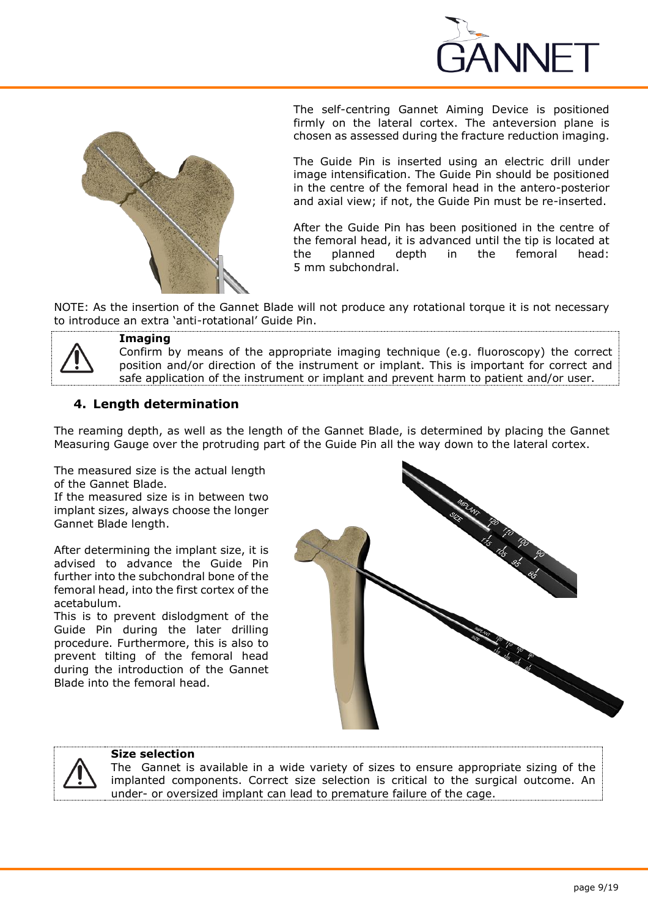The self-centring Gannet Aiming Device is positioned firmly on the lateral cortex. The anteversion plane is chosen as assessed during the fracture reduction imaging.

The Guide Pin is inserted using an electric drill under image intensification. The Guide Pin should be positioned in the centre of the femoral head in the antero-posterior and axial view; if not, the Guide Pin must be re-inserted.

After the Guide Pin has been positioned in the centre of the femoral head, it is advanced until the tip is located at the planned depth in the femoral head: 5 mm subchondral.

NOTE: As the insertion of the Gannet Blade will not produce any rotational torque it is not necessary to introduce an extra 'anti-rotational' Guide Pin.

**Imaging**
Confirm by means of the appropriate imaging technique (e.g. fluoroscopy) the correct position and/or direction of the instrument or implant. This is important for correct and safe application of the instrument or implant and prevent harm to patient and/or user.

## 4. Length determination

The reaming depth, as well as the length of the Gannet Blade, is determined by placing the Gannet Measuring Gauge over the protruding part of the Guide Pin all the way down to the lateral cortex.

The measured size is the actual length of the Gannet Blade.
If the measured size is in between two implant sizes, always choose the longer Gannet Blade length.

After determining the implant size, it is advised to advance the Guide Pin further into the subchondral bone of the femoral head, into the first cortex of the acetabulum.
This is to prevent dislodgment of the Guide Pin during the later drilling procedure. Furthermore, this is also to prevent tilting of the femoral head during the introduction of the Gannet Blade into the femoral head.

**Size selection**
The Gannet is available in a wide variety of sizes to ensure appropriate sizing of the implanted components. Correct size selection is critical to the surgical outcome. An under- or oversized implant can lead to premature failure of the cage.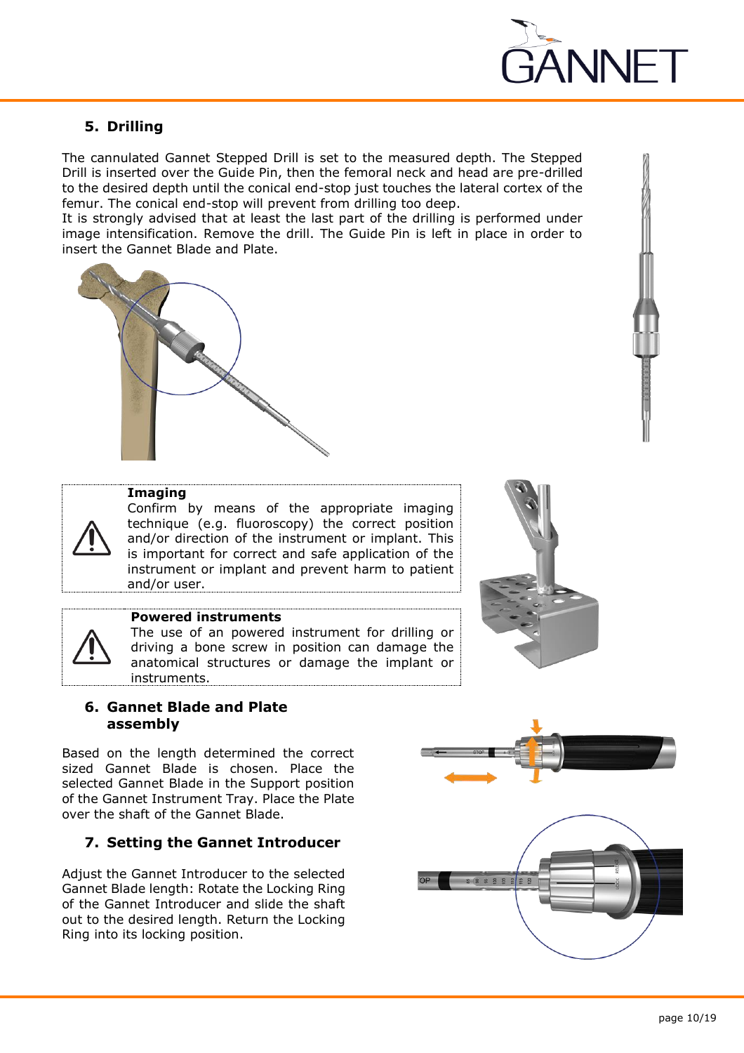## 5. Drilling

The cannulated Gannet Stepped Drill is set to the measured depth. The Stepped Drill is inserted over the Guide Pin, then the femoral neck and head are pre-drilled to the desired depth until the conical end-stop just touches the lateral cortex of the femur. The conical end-stop will prevent from drilling too deep.
It is strongly advised that at least the last part of the drilling is performed under image intensification. Remove the drill. The Guide Pin is left in place in order to insert the Gannet Blade and Plate.

> ⚠ **Imaging**
> Confirm by means of the appropriate imaging technique (e.g. fluoroscopy) the correct position and/or direction of the instrument or implant. This is important for correct and safe application of the instrument or implant and prevent harm to patient and/or user.

> ⚠ **Powered instruments**
> The use of an powered instrument for drilling or driving a bone screw in position can damage the anatomical structures or damage the implant or instruments.

## 6. Gannet Blade and Plate assembly

Based on the length determined the correct sized Gannet Blade is chosen. Place the selected Gannet Blade in the Support position of the Gannet Instrument Tray. Place the Plate over the shaft of the Gannet Blade.

## 7. Setting the Gannet Introducer

Adjust the Gannet Introducer to the selected Gannet Blade length: Rotate the Locking Ring of the Gannet Introducer and slide the shaft out to the desired length. Return the Locking Ring into its locking position.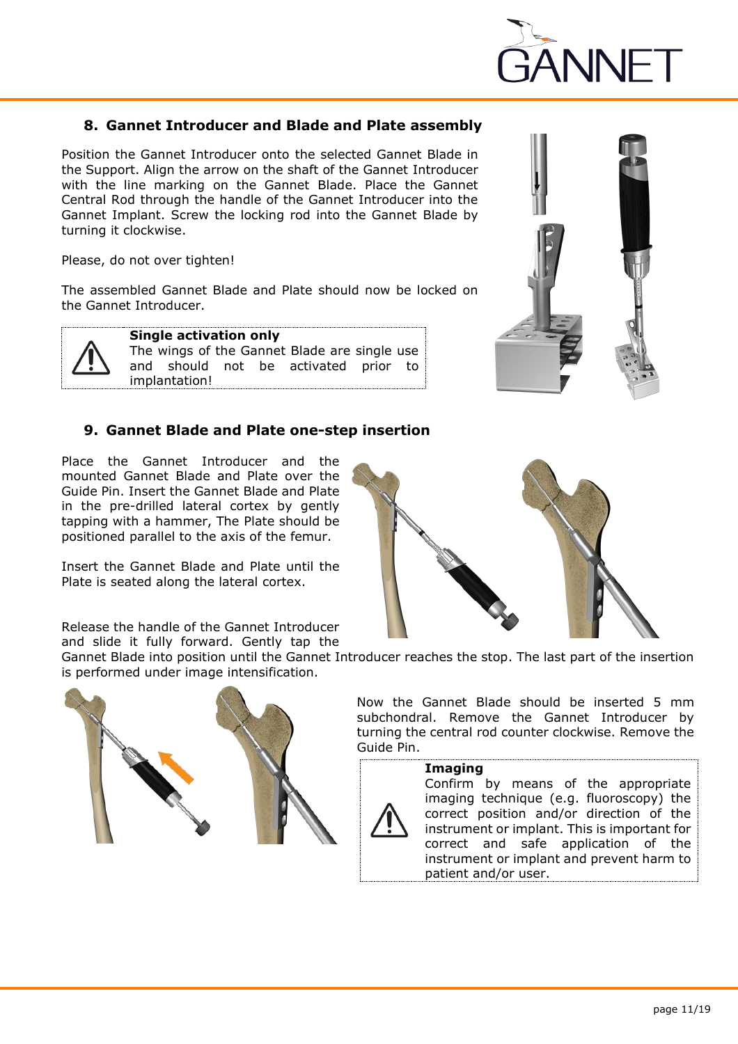## 8. Gannet Introducer and Blade and Plate assembly

Position the Gannet Introducer onto the selected Gannet Blade in the Support. Align the arrow on the shaft of the Gannet Introducer with the line marking on the Gannet Blade. Place the Gannet Central Rod through the handle of the Gannet Introducer into the Gannet Implant. Screw the locking rod into the Gannet Blade by turning it clockwise.

Please, do not over tighten!

The assembled Gannet Blade and Plate should now be locked on the Gannet Introducer.

> **Single activation only**
> The wings of the Gannet Blade are single use and should not be activated prior to implantation!

## 9. Gannet Blade and Plate one-step insertion

Place the Gannet Introducer and the mounted Gannet Blade and Plate over the Guide Pin. Insert the Gannet Blade and Plate in the pre-drilled lateral cortex by gently tapping with a hammer, The Plate should be positioned parallel to the axis of the femur.

Insert the Gannet Blade and Plate until the Plate is seated along the lateral cortex.

Release the handle of the Gannet Introducer and slide it fully forward. Gently tap the Gannet Blade into position until the Gannet Introducer reaches the stop. The last part of the insertion is performed under image intensification.

Now the Gannet Blade should be inserted 5 mm subchondral. Remove the Gannet Introducer by turning the central rod counter clockwise. Remove the Guide Pin.

> **Imaging**
> Confirm by means of the appropriate imaging technique (e.g. fluoroscopy) the correct position and/or direction of the instrument or implant. This is important for correct and safe application of the instrument or implant and prevent harm to patient and/or user.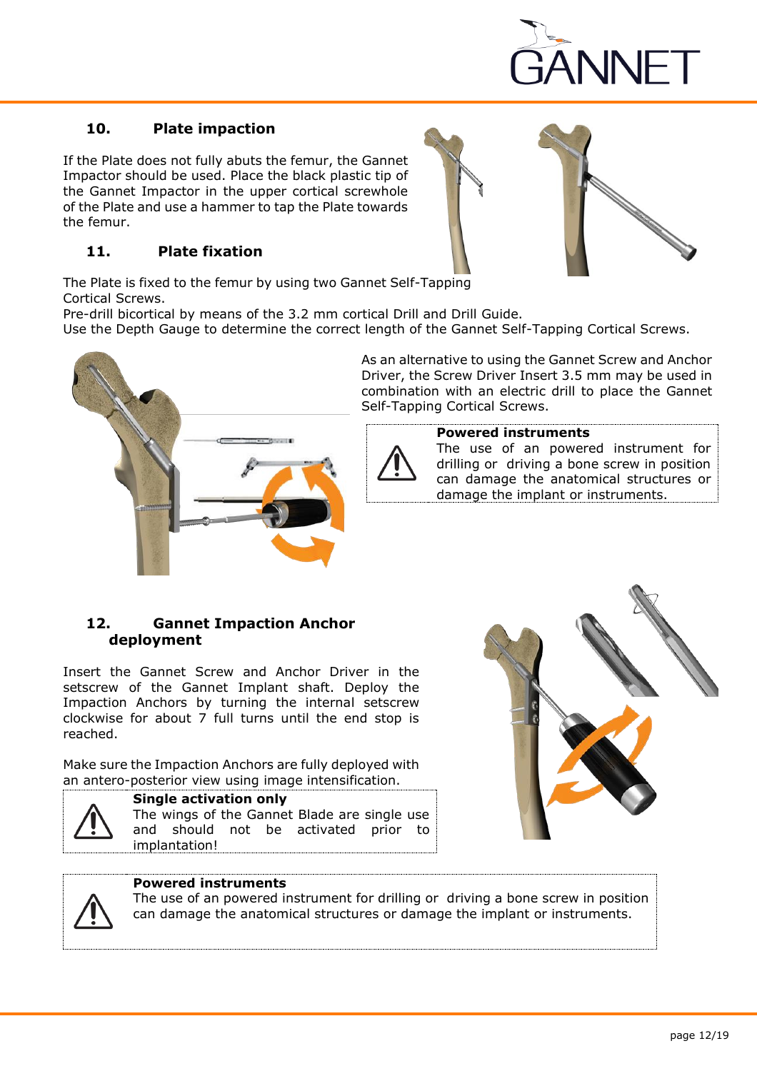## 10. Plate impaction

If the Plate does not fully abuts the femur, the Gannet Impactor should be used. Place the black plastic tip of the Gannet Impactor in the upper cortical screwhole of the Plate and use a hammer to tap the Plate towards the femur.

## 11. Plate fixation

The Plate is fixed to the femur by using two Gannet Self-Tapping Cortical Screws.
Pre-drill bicortical by means of the 3.2 mm cortical Drill and Drill Guide.
Use the Depth Gauge to determine the correct length of the Gannet Self-Tapping Cortical Screws.

As an alternative to using the Gannet Screw and Anchor Driver, the Screw Driver Insert 3.5 mm may be used in combination with an electric drill to place the Gannet Self-Tapping Cortical Screws.

> ⚠ **Powered instruments**
> The use of an powered instrument for drilling or driving a bone screw in position can damage the anatomical structures or damage the implant or instruments.

## 12. Gannet Impaction Anchor deployment

Insert the Gannet Screw and Anchor Driver in the setscrew of the Gannet Implant shaft. Deploy the Impaction Anchors by turning the internal setscrew clockwise for about 7 full turns until the end stop is reached.

Make sure the Impaction Anchors are fully deployed with an antero-posterior view using image intensification.

> ⚠ **Single activation only**
> The wings of the Gannet Blade are single use and should not be activated prior to implantation!

> ⚠ **Powered instruments**
> The use of an powered instrument for drilling or driving a bone screw in position can damage the anatomical structures or damage the implant or instruments.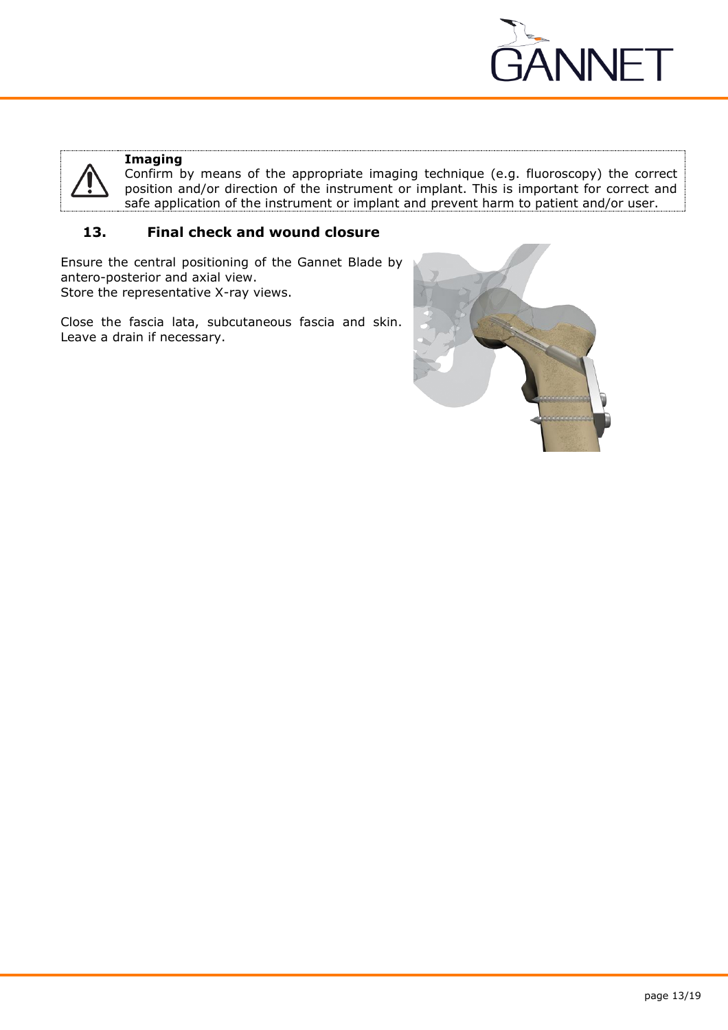> **Imaging**
> Confirm by means of the appropriate imaging technique (e.g. fluoroscopy) the correct position and/or direction of the instrument or implant. This is important for correct and safe application of the instrument or implant and prevent harm to patient and/or user.

## 13. Final check and wound closure

Ensure the central positioning of the Gannet Blade by antero-posterior and axial view.
Store the representative X-ray views.

Close the fascia lata, subcutaneous fascia and skin. Leave a drain if necessary.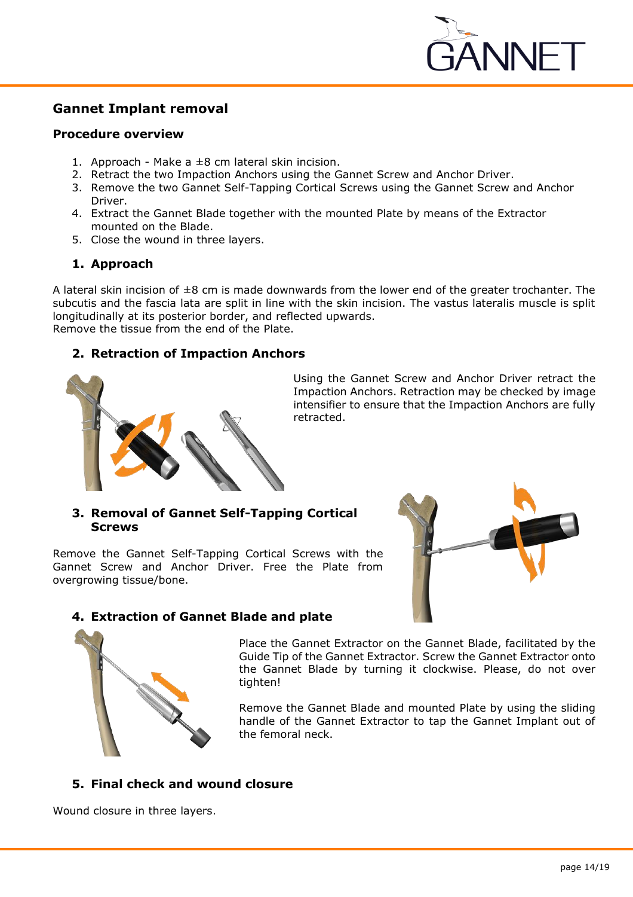## Gannet Implant removal

### Procedure overview

1. Approach - Make a ±8 cm lateral skin incision.
2. Retract the two Impaction Anchors using the Gannet Screw and Anchor Driver.
3. Remove the two Gannet Self-Tapping Cortical Screws using the Gannet Screw and Anchor Driver.
4. Extract the Gannet Blade together with the mounted Plate by means of the Extractor mounted on the Blade.
5. Close the wound in three layers.

### 1. Approach

A lateral skin incision of ±8 cm is made downwards from the lower end of the greater trochanter. The subcutis and the fascia lata are split in line with the skin incision. The vastus lateralis muscle is split longitudinally at its posterior border, and reflected upwards.
Remove the tissue from the end of the Plate.

### 2. Retraction of Impaction Anchors

Using the Gannet Screw and Anchor Driver retract the Impaction Anchors. Retraction may be checked by image intensifier to ensure that the Impaction Anchors are fully retracted.

### 3. Removal of Gannet Self-Tapping Cortical Screws

Remove the Gannet Self-Tapping Cortical Screws with the Gannet Screw and Anchor Driver. Free the Plate from overgrowing tissue/bone.

### 4. Extraction of Gannet Blade and plate

Place the Gannet Extractor on the Gannet Blade, facilitated by the Guide Tip of the Gannet Extractor. Screw the Gannet Extractor onto the Gannet Blade by turning it clockwise. Please, do not over tighten!

Remove the Gannet Blade and mounted Plate by using the sliding handle of the Gannet Extractor to tap the Gannet Implant out of the femoral neck.

### 5. Final check and wound closure

Wound closure in three layers.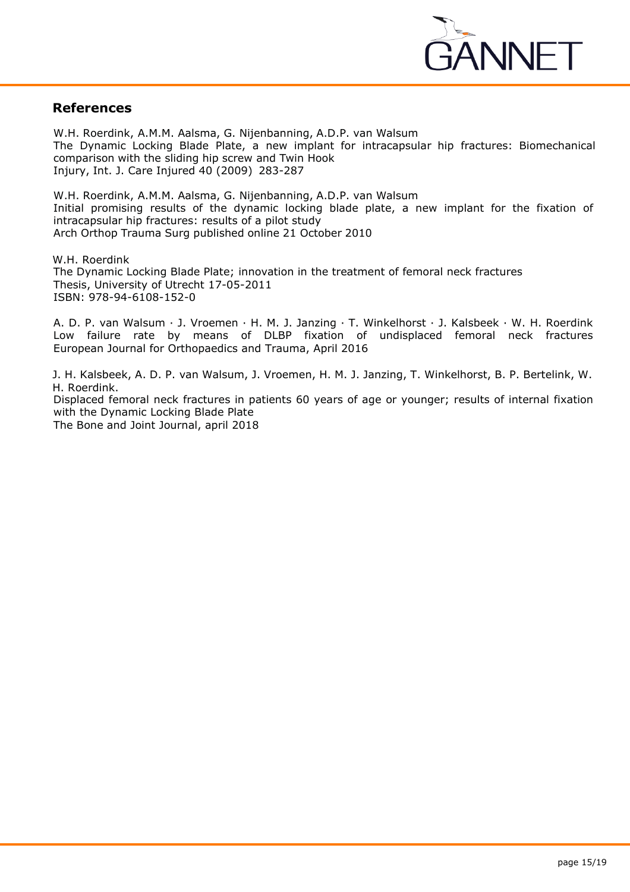## References

W.H. Roerdink, A.M.M. Aalsma, G. Nijenbanning, A.D.P. van Walsum
The Dynamic Locking Blade Plate, a new implant for intracapsular hip fractures: Biomechanical comparison with the sliding hip screw and Twin Hook
Injury, Int. J. Care Injured 40 (2009) 283-287

W.H. Roerdink, A.M.M. Aalsma, G. Nijenbanning, A.D.P. van Walsum
Initial promising results of the dynamic locking blade plate, a new implant for the fixation of intracapsular hip fractures: results of a pilot study
Arch Orthop Trauma Surg published online 21 October 2010

W.H. Roerdink
The Dynamic Locking Blade Plate; innovation in the treatment of femoral neck fractures
Thesis, University of Utrecht 17-05-2011
ISBN: 978-94-6108-152-0

A. D. P. van Walsum · J. Vroemen · H. M. J. Janzing · T. Winkelhorst · J. Kalsbeek · W. H. Roerdink
Low failure rate by means of DLBP fixation of undisplaced femoral neck fractures
European Journal for Orthopaedics and Trauma, April 2016

J. H. Kalsbeek, A. D. P. van Walsum, J. Vroemen, H. M. J. Janzing, T. Winkelhorst, B. P. Bertelink, W. H. Roerdink.
Displaced femoral neck fractures in patients 60 years of age or younger; results of internal fixation with the Dynamic Locking Blade Plate
The Bone and Joint Journal, april 2018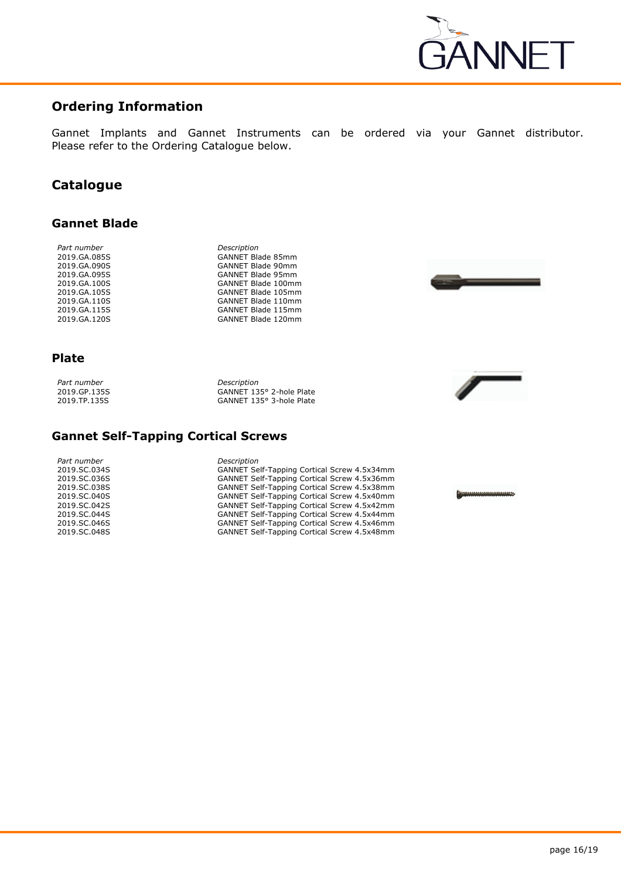## Ordering Information

Gannet Implants and Gannet Instruments can be ordered via your Gannet distributor. Please refer to the Ordering Catalogue below.

## Catalogue

### Gannet Blade

| *Part number* | *Description* |
| --- | --- |
| 2019.GA.085S | GANNET Blade 85mm |
| 2019.GA.090S | GANNET Blade 90mm |
| 2019.GA.095S | GANNET Blade 95mm |
| 2019.GA.100S | GANNET Blade 100mm |
| 2019.GA.105S | GANNET Blade 105mm |
| 2019.GA.110S | GANNET Blade 110mm |
| 2019.GA.115S | GANNET Blade 115mm |
| 2019.GA.120S | GANNET Blade 120mm |

### Plate

| *Part number* | *Description* |
| --- | --- |
| 2019.GP.135S | GANNET 135° 2-hole Plate |
| 2019.TP.135S | GANNET 135° 3-hole Plate |

### Gannet Self-Tapping Cortical Screws

| *Part number* | *Description* |
| --- | --- |
| 2019.SC.034S | GANNET Self-Tapping Cortical Screw 4.5x34mm |
| 2019.SC.036S | GANNET Self-Tapping Cortical Screw 4.5x36mm |
| 2019.SC.038S | GANNET Self-Tapping Cortical Screw 4.5x38mm |
| 2019.SC.040S | GANNET Self-Tapping Cortical Screw 4.5x40mm |
| 2019.SC.042S | GANNET Self-Tapping Cortical Screw 4.5x42mm |
| 2019.SC.044S | GANNET Self-Tapping Cortical Screw 4.5x44mm |
| 2019.SC.046S | GANNET Self-Tapping Cortical Screw 4.5x46mm |
| 2019.SC.048S | GANNET Self-Tapping Cortical Screw 4.5x48mm |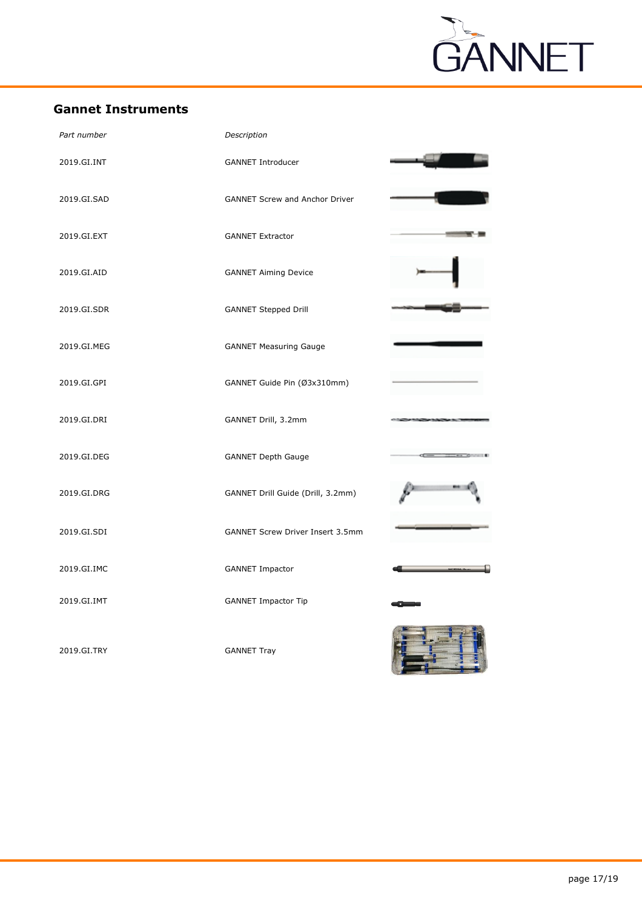## Gannet Instruments

| Part number | Description |
|---|---|
| 2019.GI.INT | GANNET Introducer |
| 2019.GI.SAD | GANNET Screw and Anchor Driver |
| 2019.GI.EXT | GANNET Extractor |
| 2019.GI.AID | GANNET Aiming Device |
| 2019.GI.SDR | GANNET Stepped Drill |
| 2019.GI.MEG | GANNET Measuring Gauge |
| 2019.GI.GPI | GANNET Guide Pin (Ø3x310mm) |
| 2019.GI.DRI | GANNET Drill, 3.2mm |
| 2019.GI.DEG | GANNET Depth Gauge |
| 2019.GI.DRG | GANNET Drill Guide (Drill, 3.2mm) |
| 2019.GI.SDI | GANNET Screw Driver Insert 3.5mm |
| 2019.GI.IMC | GANNET Impactor |
| 2019.GI.IMT | GANNET Impactor Tip |
| 2019.GI.TRY | GANNET Tray |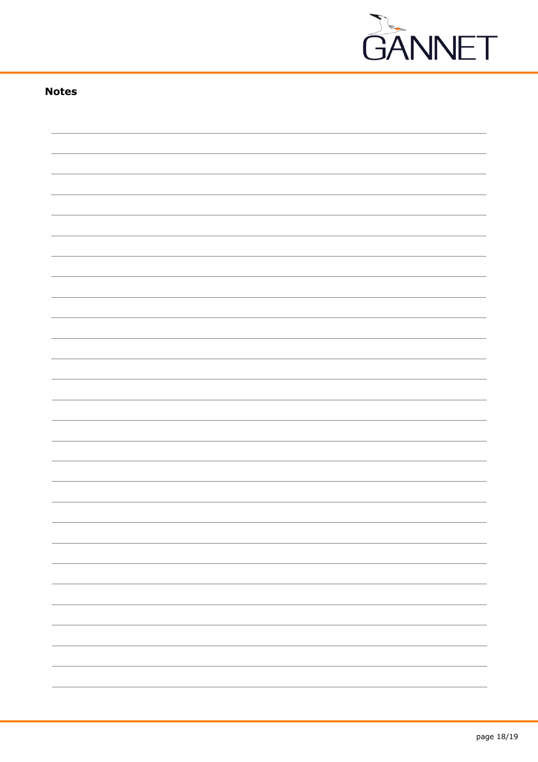**Notes**